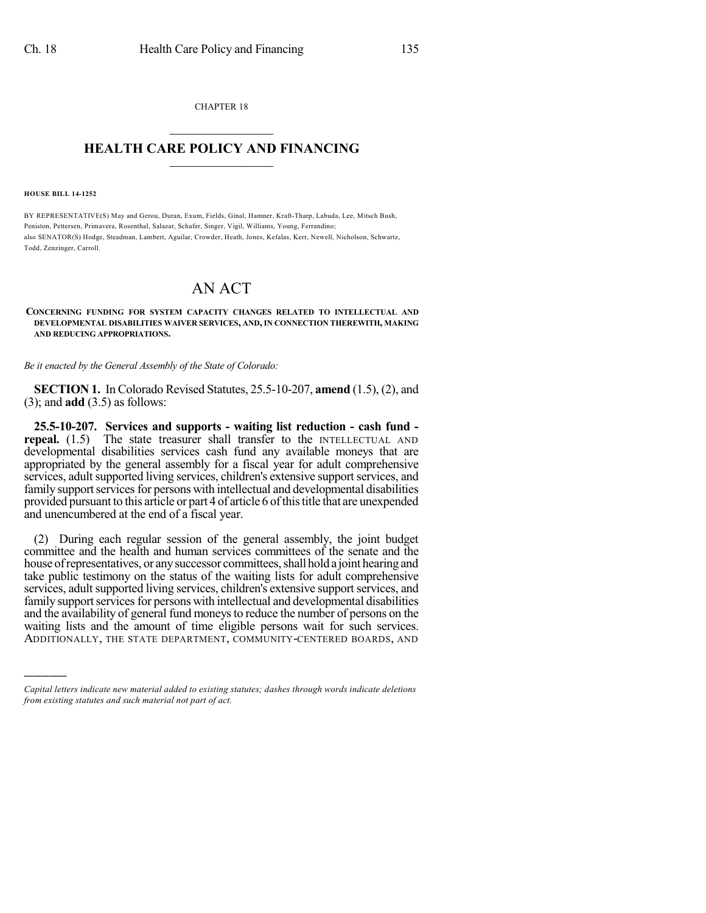CHAPTER 18

## HEALTH CARE POLICY AND FINANCING

**HOUSE BILL 14-1252**

BY REPRESENTATIVE(S) May and Gerou, Duran, Exum, Fields, Ginal, Hamner, Kraft-Tharp, Labuda, Lee, Mitsch Bush, Peniston, Pettersen, Primavera, Rosenthal, Salazar, Schafer, Singer, Vigil, Williams, Young, Ferrandino;
also SENATOR(S) Hodge, Steadman, Lambert, Aguilar, Crowder, Heath, Jones, Kefalas, Kerr, Newell, Nicholson, Schwartz, Todd, Zenzinger, Carroll.

# AN ACT

**CONCERNING FUNDING FOR SYSTEM CAPACITY CHANGES RELATED TO INTELLECTUAL AND DEVELOPMENTAL DISABILITIES WAIVER SERVICES, AND, IN CONNECTION THEREWITH, MAKING AND REDUCING APPROPRIATIONS.**

*Be it enacted by the General Assembly of the State of Colorado:*

**SECTION 1.** In Colorado Revised Statutes, 25.5-10-207, **amend** (1.5), (2), and (3); and **add** (3.5) as follows:

**25.5-10-207. Services and supports - waiting list reduction - cash fund - repeal.** (1.5) The state treasurer shall transfer to the INTELLECTUAL AND developmental disabilities services cash fund any available moneys that are appropriated by the general assembly for a fiscal year for adult comprehensive services, adult supported living services, children's extensive support services, and family support services for persons with intellectual and developmental disabilities provided pursuant to this article or part 4 of article 6 of this title that are unexpended and unencumbered at the end of a fiscal year.

(2) During each regular session of the general assembly, the joint budget committee and the health and human services committees of the senate and the house of representatives, or any successor committees, shall hold a joint hearing and take public testimony on the status of the waiting lists for adult comprehensive services, adult supported living services, children's extensive support services, and family support services for persons with intellectual and developmental disabilities and the availability of general fund moneys to reduce the number of persons on the waiting lists and the amount of time eligible persons wait for such services. ADDITIONALLY, THE STATE DEPARTMENT, COMMUNITY-CENTERED BOARDS, AND

*Capital letters indicate new material added to existing statutes; dashes through words indicate deletions from existing statutes and such material not part of act.*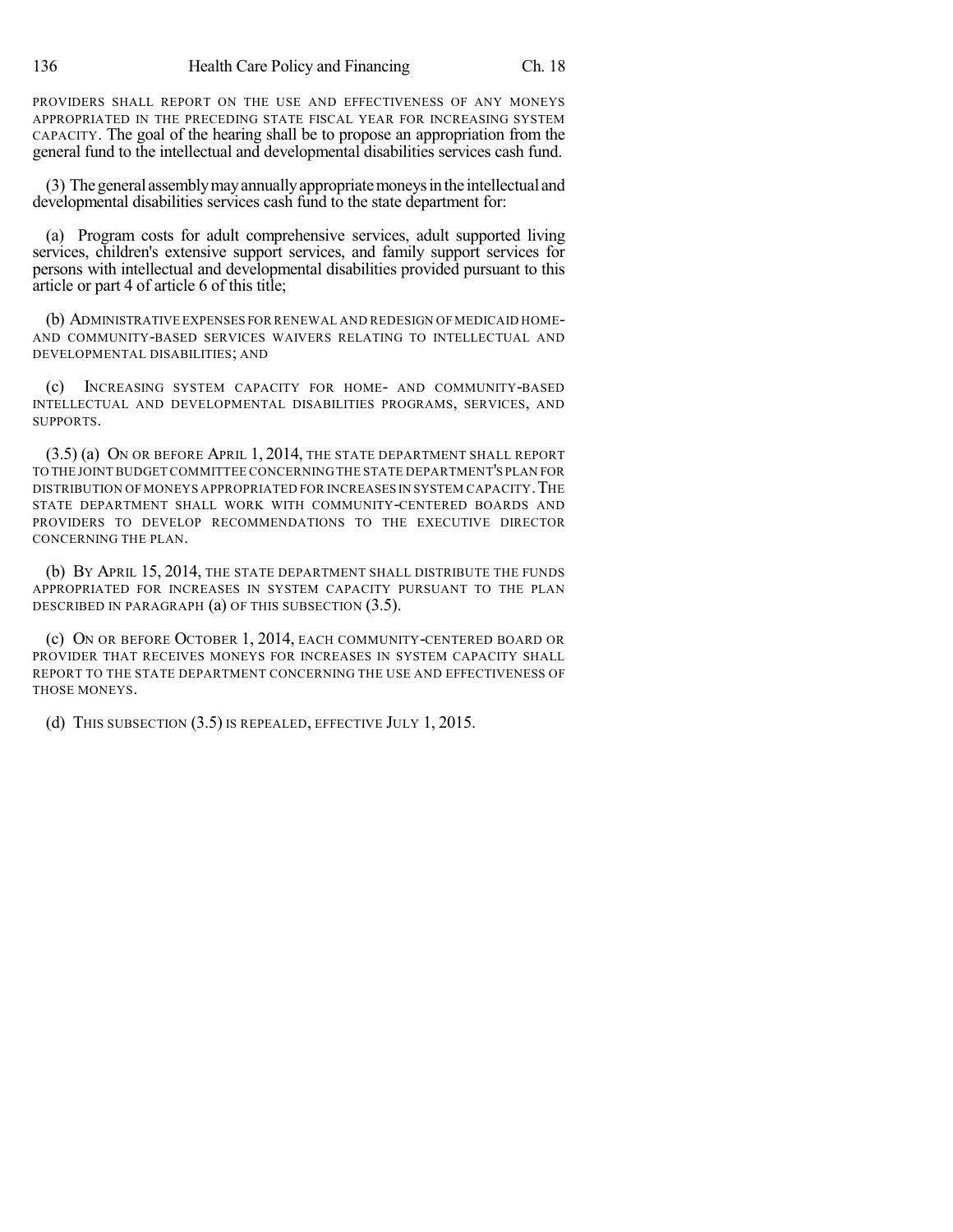PROVIDERS SHALL REPORT ON THE USE AND EFFECTIVENESS OF ANY MONEYS APPROPRIATED IN THE PRECEDING STATE FISCAL YEAR FOR INCREASING SYSTEM CAPACITY. The goal of the hearing shall be to propose an appropriation from the general fund to the intellectual and developmental disabilities services cash fund.

(3) The general assembly may annually appropriate moneys in the intellectual and developmental disabilities services cash fund to the state department for:

(a) Program costs for adult comprehensive services, adult supported living services, children's extensive support services, and family support services for persons with intellectual and developmental disabilities provided pursuant to this article or part 4 of article 6 of this title;

(b) ADMINISTRATIVE EXPENSES FOR RENEWAL AND REDESIGN OF MEDICAID HOME- AND COMMUNITY-BASED SERVICES WAIVERS RELATING TO INTELLECTUAL AND DEVELOPMENTAL DISABILITIES; AND

(c) INCREASING SYSTEM CAPACITY FOR HOME- AND COMMUNITY-BASED INTELLECTUAL AND DEVELOPMENTAL DISABILITIES PROGRAMS, SERVICES, AND SUPPORTS.

(3.5) (a) ON OR BEFORE APRIL 1, 2014, THE STATE DEPARTMENT SHALL REPORT TO THE JOINT BUDGET COMMITTEE CONCERNING THE STATE DEPARTMENT'S PLAN FOR DISTRIBUTION OF MONEYS APPROPRIATED FOR INCREASES IN SYSTEM CAPACITY. THE STATE DEPARTMENT SHALL WORK WITH COMMUNITY-CENTERED BOARDS AND PROVIDERS TO DEVELOP RECOMMENDATIONS TO THE EXECUTIVE DIRECTOR CONCERNING THE PLAN.

(b) BY APRIL 15, 2014, THE STATE DEPARTMENT SHALL DISTRIBUTE THE FUNDS APPROPRIATED FOR INCREASES IN SYSTEM CAPACITY PURSUANT TO THE PLAN DESCRIBED IN PARAGRAPH (a) OF THIS SUBSECTION (3.5).

(c) ON OR BEFORE OCTOBER 1, 2014, EACH COMMUNITY-CENTERED BOARD OR PROVIDER THAT RECEIVES MONEYS FOR INCREASES IN SYSTEM CAPACITY SHALL REPORT TO THE STATE DEPARTMENT CONCERNING THE USE AND EFFECTIVENESS OF THOSE MONEYS.

(d) THIS SUBSECTION (3.5) IS REPEALED, EFFECTIVE JULY 1, 2015.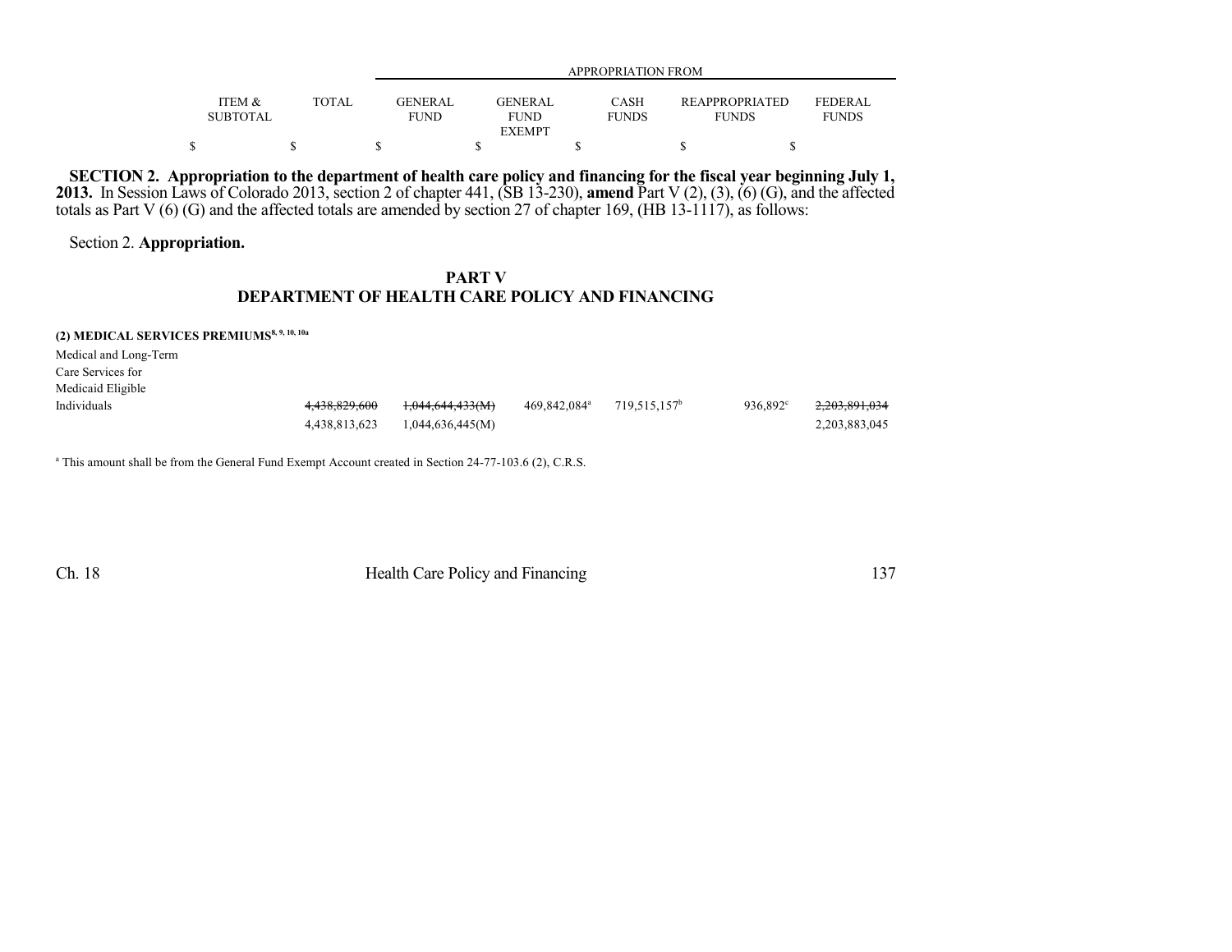| | ITEM & SUBTOTAL | TOTAL | GENERAL FUND | GENERAL FUND EXEMPT | CASH FUNDS | REAPPROPRIATED FUNDS | FEDERAL FUNDS |
|---|---|---|---|---|---|---|---|
| | | | APPROPRIATION FROM | | | | |
| | $ | $ | $ | $ | $ | $ | $ |

**SECTION 2. Appropriation to the department of health care policy and financing for the fiscal year beginning July 1, 2013.** In Session Laws of Colorado 2013, section 2 of chapter 441, (SB 13-230), **amend** Part V (2), (3), (6) (G), and the affected totals as Part V (6) (G) and the affected totals are amended by section 27 of chapter 169, (HB 13-1117), as follows:

Section 2. **Appropriation.**

## PART V
## DEPARTMENT OF HEALTH CARE POLICY AND FINANCING

**(2) MEDICAL SERVICES PREMIUMS**[8, 9, 10, 10a]

| | ITEM & SUBTOTAL | TOTAL | GENERAL FUND | GENERAL FUND EXEMPT | CASH FUNDS | REAPPROPRIATED FUNDS | FEDERAL FUNDS |
|---|---|---|---|---|---|---|---|
| Medical and Long-Term Care Services for Medicaid Eligible Individuals | ~~4,438,829,600~~ | | ~~1,044,644,433(M)~~ | 469,842,084[a] | 719,515,157[b] | 936,892[c] | ~~2,203,891,034~~ |
| | 4,438,813,623 | | 1,044,636,445(M) | | | | 2,203,883,045 |

[a] This amount shall be from the General Fund Exempt Account created in Section 24-77-103.6 (2), C.R.S.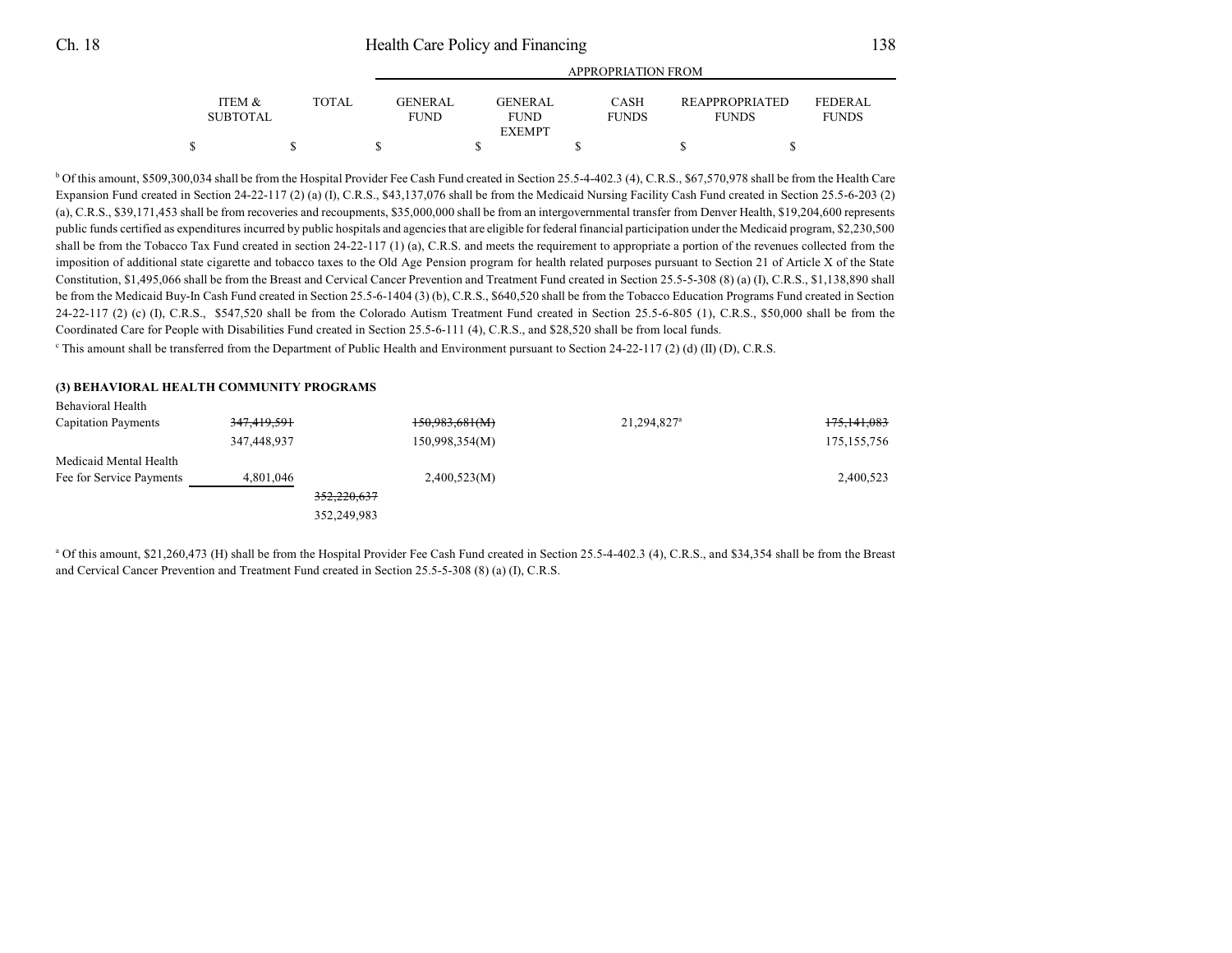| ITEM & SUBTOTAL | TOTAL | GENERAL FUND | GENERAL FUND EXEMPT | CASH FUNDS | REAPPROPRIATED FUNDS | FEDERAL FUNDS |
|---|---|---|---|---|---|---|
| $ | $ | $ | $ | $ | $ | $ |

[b] Of this amount, $509,300,034 shall be from the Hospital Provider Fee Cash Fund created in Section 25.5-4-402.3 (4), C.R.S., $67,570,978 shall be from the Health Care Expansion Fund created in Section 24-22-117 (2) (a) (I), C.R.S., $43,137,076 shall be from the Medicaid Nursing Facility Cash Fund created in Section 25.5-6-203 (2) (a), C.R.S., $39,171,453 shall be from recoveries and recoupments, $35,000,000 shall be from an intergovernmental transfer from Denver Health, $19,204,600 represents public funds certified as expenditures incurred by public hospitals and agencies that are eligible for federal financial participation under the Medicaid program, $2,230,500 shall be from the Tobacco Tax Fund created in section 24-22-117 (1) (a), C.R.S. and meets the requirement to appropriate a portion of the revenues collected from the imposition of additional state cigarette and tobacco taxes to the Old Age Pension program for health related purposes pursuant to Section 21 of Article X of the State Constitution, $1,495,066 shall be from the Breast and Cervical Cancer Prevention and Treatment Fund created in Section 25.5-5-308 (8) (a) (I), C.R.S., $1,138,890 shall be from the Medicaid Buy-In Cash Fund created in Section 25.5-6-1404 (3) (b), C.R.S., $640,520 shall be from the Tobacco Education Programs Fund created in Section 24-22-117 (2) (c) (I), C.R.S., $547,520 shall be from the Colorado Autism Treatment Fund created in Section 25.5-6-805 (1), C.R.S., $50,000 shall be from the Coordinated Care for People with Disabilities Fund created in Section 25.5-6-111 (4), C.R.S., and $28,520 shall be from local funds.

[c] This amount shall be transferred from the Department of Public Health and Environment pursuant to Section 24-22-117 (2) (d) (II) (D), C.R.S.

**(3) BEHAVIORAL HEALTH COMMUNITY PROGRAMS**

| | ITEM & SUBTOTAL | TOTAL | GENERAL FUND | GENERAL FUND EXEMPT | CASH FUNDS | REAPPROPRIATED FUNDS | FEDERAL FUNDS |
|---|---|---|---|---|---|---|---|
| Behavioral Health Capitation Payments | ~~347,419,591~~ | | ~~150,983,681(M)~~ | | 21,294,827[a] | | ~~175,141,083~~ |
| | 347,448,937 | | 150,998,354(M) | | | | 175,155,756 |
| Medicaid Mental Health Fee for Service Payments | 4,801,046 | | 2,400,523(M) | | | | 2,400,523 |
| | | ~~352,220,637~~ | | | | | |
| | | 352,249,983 | | | | | |

[a] Of this amount, $21,260,473 (H) shall be from the Hospital Provider Fee Cash Fund created in Section 25.5-4-402.3 (4), C.R.S., and $34,354 shall be from the Breast and Cervical Cancer Prevention and Treatment Fund created in Section 25.5-5-308 (8) (a) (I), C.R.S.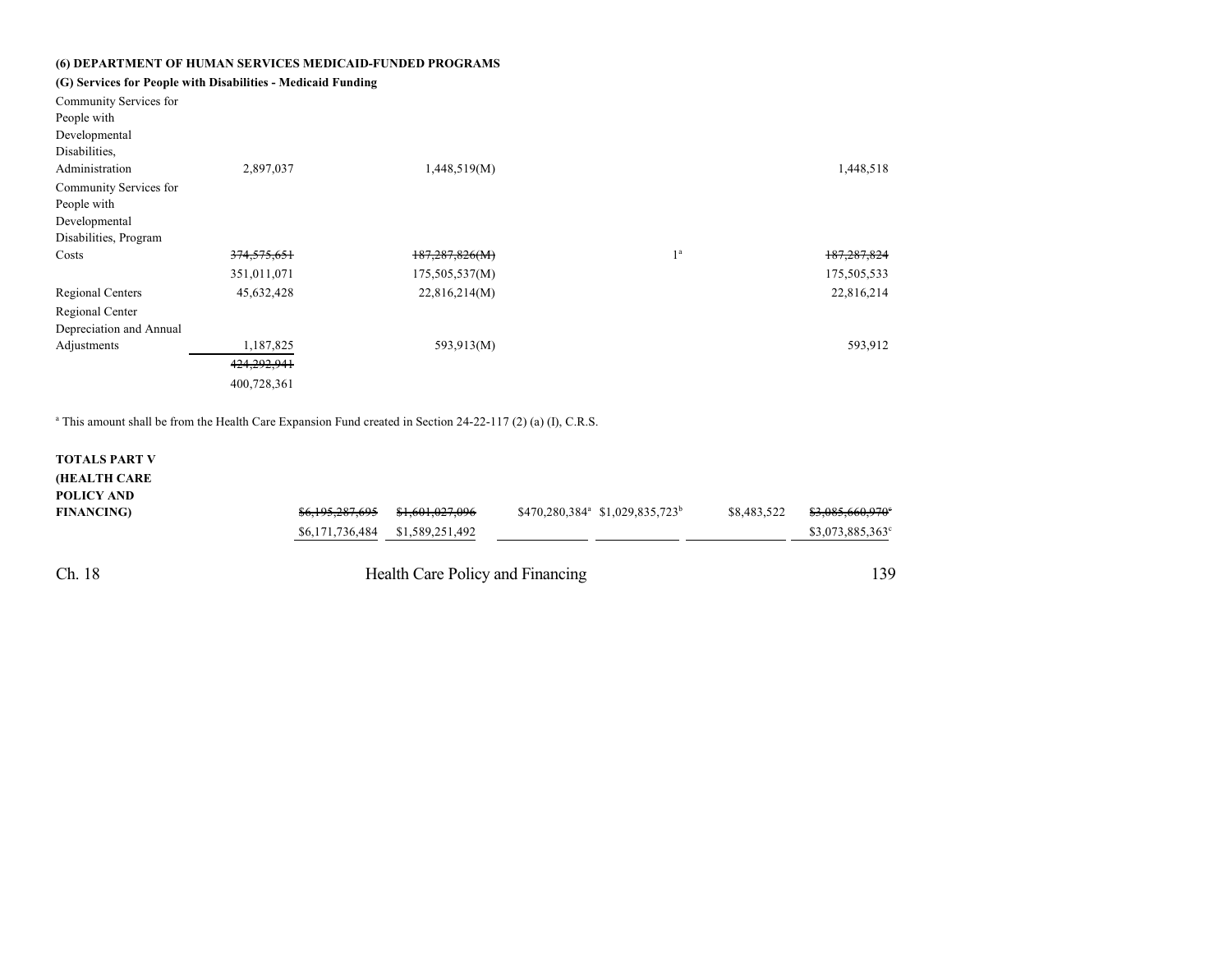**(6) DEPARTMENT OF HUMAN SERVICES MEDICAID-FUNDED PROGRAMS**

**(G) Services for People with Disabilities - Medicaid Funding**

| | Total | General Fund | General Fund Exempt | Cash Funds | Reappropriated Funds | Federal Funds |
|---|---|---|---|---|---|---|
| Community Services for People with Developmental Disabilities, Administration | 2,897,037 | 1,448,519(M) | | | | 1,448,518 |
| Community Services for People with Developmental Disabilities, Program Costs | ~~374,575,651~~ 351,011,071 | ~~187,287,826(M)~~ 175,505,537(M) | | 1[a] | | ~~187,287,824~~ 175,505,533 |
| Regional Centers | 45,632,428 | 22,816,214(M) | | | | 22,816,214 |
| Regional Center Depreciation and Annual Adjustments | 1,187,825 | 593,913(M) | | | | 593,912 |
| | ~~424,292,941~~ 400,728,361 | | | | | |

[a] This amount shall be from the Health Care Expansion Fund created in Section 24-22-117 (2) (a) (I), C.R.S.

| | Total | General Fund | General Fund Exempt | Cash Funds | Reappropriated Funds | Federal Funds |
|---|---|---|---|---|---|---|
| **TOTALS PART V (HEALTH CARE POLICY AND FINANCING)** | ~~$6,195,287,695~~ $6,171,736,484 | ~~$1,601,027,096~~ $1,589,251,492 | $470,280,384[a] | $1,029,835,723[b] | $8,483,522 | ~~$3,085,660,970[c]~~ $3,073,885,363[c] |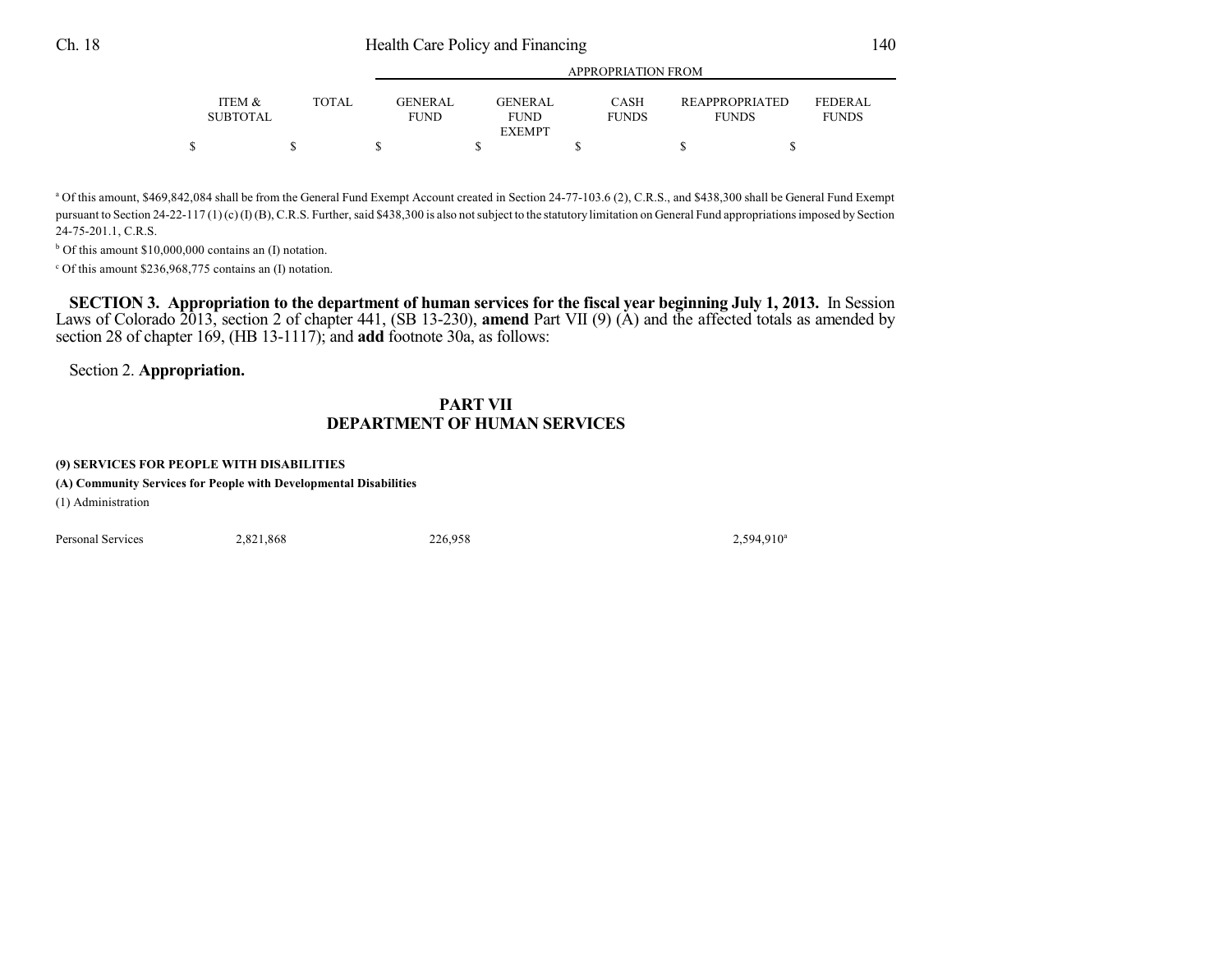| | ITEM & SUBTOTAL | TOTAL | GENERAL FUND | GENERAL FUND EXEMPT | CASH FUNDS | REAPPROPRIATED FUNDS | FEDERAL FUNDS |
|---|---|---|---|---|---|---|---|
| | | | APPROPRIATION FROM | | | | |
| | $ | $ | $ | $ | $ | $ | $ |

[a] Of this amount, $469,842,084 shall be from the General Fund Exempt Account created in Section 24-77-103.6 (2), C.R.S., and $438,300 shall be General Fund Exempt pursuant to Section 24-22-117 (1) (c) (I) (B), C.R.S. Further, said $438,300 is also not subject to the statutory limitation on General Fund appropriations imposed by Section 24-75-201.1, C.R.S.

[b] Of this amount $10,000,000 contains an (I) notation.

[c] Of this amount $236,968,775 contains an (I) notation.

**SECTION 3. Appropriation to the department of human services for the fiscal year beginning July 1, 2013.** In Session Laws of Colorado 2013, section 2 of chapter 441, (SB 13-230), **amend** Part VII (9) (A) and the affected totals as amended by section 28 of chapter 169, (HB 13-1117); and **add** footnote 30a, as follows:

Section 2. **Appropriation.**

## PART VII
## DEPARTMENT OF HUMAN SERVICES

**(9) SERVICES FOR PEOPLE WITH DISABILITIES**

**(A) Community Services for People with Developmental Disabilities**

(1) Administration

| | ITEM & SUBTOTAL | TOTAL | GENERAL FUND | GENERAL FUND EXEMPT | CASH FUNDS | REAPPROPRIATED FUNDS | FEDERAL FUNDS |
|---|---|---|---|---|---|---|---|
| Personal Services | 2,821,868 | | 226,958 | | | 2,594,910[a] | |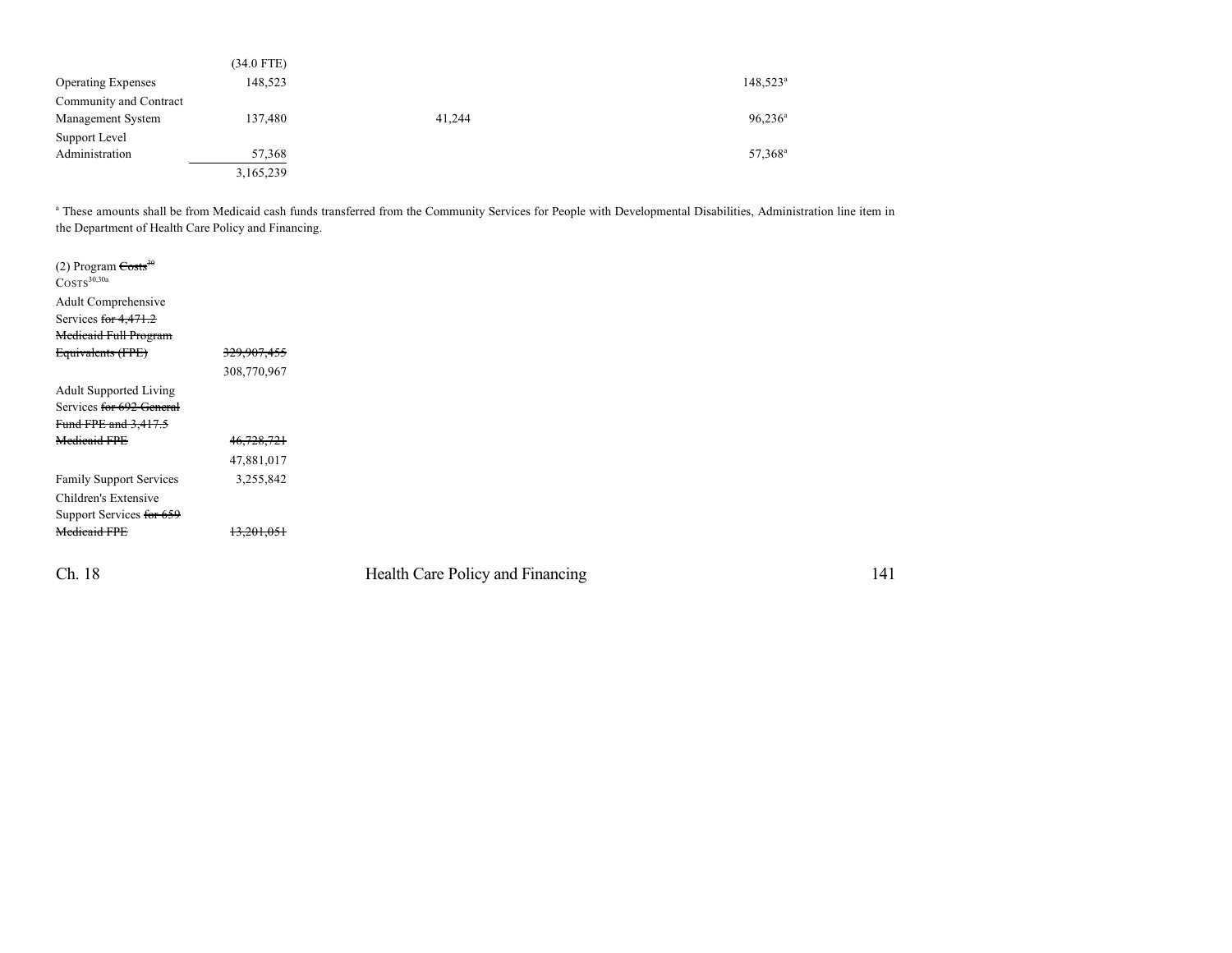| | | | |
|---|---|---|---|
| | (34.0 FTE) | | |
| Operating Expenses | 148,523 | | 148,523[a] |
| Community and Contract Management System | 137,480 | 41,244 | 96,236[a] |
| Support Level Administration | 57,368 | | 57,368[a] |
| | 3,165,239 | | |

[a] These amounts shall be from Medicaid cash funds transferred from the Community Services for People with Developmental Disabilities, Administration line item in the Department of Health Care Policy and Financing.

| | |
|---|---|
| (2) Program ~~Costs~~[30] COSTS[30,30a] | |
| Adult Comprehensive Services ~~for 4,471.2 Medicaid Full Program Equivalents (FPE)~~ | ~~329,907,455~~ |
| | 308,770,967 |
| Adult Supported Living Services ~~for 692 General Fund FPE and 3,417.5 Medicaid FPE~~ | ~~46,728,721~~ |
| | 47,881,017 |
| Family Support Services | 3,255,842 |
| Children's Extensive Support Services ~~for 659 Medicaid FPE~~ | ~~13,201,051~~ |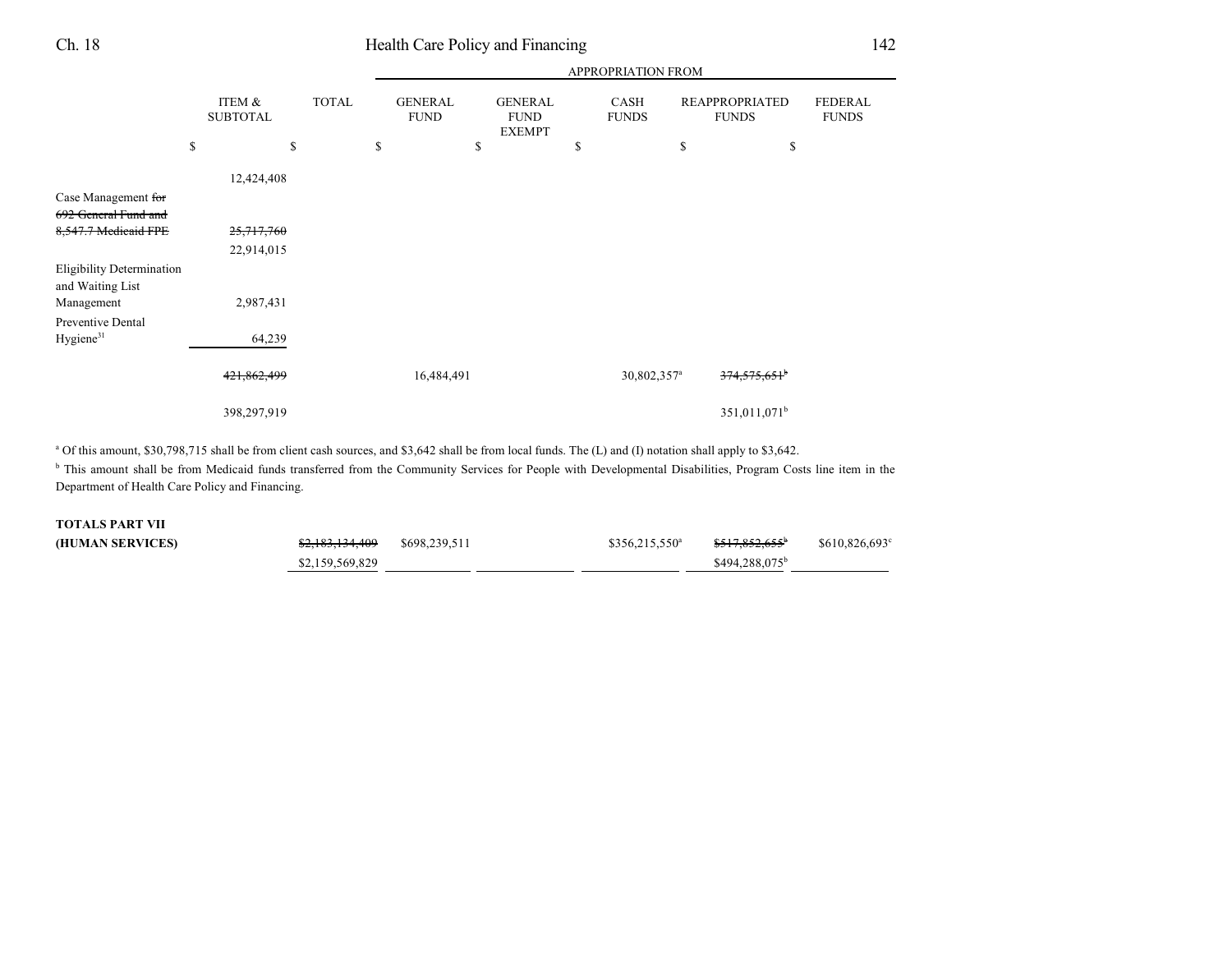| | ITEM & SUBTOTAL | TOTAL | GENERAL FUND | GENERAL FUND EXEMPT | CASH FUNDS | REAPPROPRIATED FUNDS | FEDERAL FUNDS |
|---|---|---|---|---|---|---|---|
| | | | APPROPRIATION FROM | | | | |
| | $ | $ | $ | $ | $ | $ | $ |
| | 12,424,408 | | | | | | |
| Case Management ~~for 692 General Fund and 8,547.7 Medicaid FPE~~ | ~~25,717,760~~ 22,914,015 | | | | | | |
| Eligibility Determination and Waiting List Management | 2,987,431 | | | | | | |
| Preventive Dental Hygiene[31] | 64,239 | | | | | | |
| | | ~~421,862,499~~ | 16,484,491 | | 30,802,357[a] | ~~374,575,651~~[b] | |
| | | 398,297,919 | | | | 351,011,071[b] | |

[a] Of this amount, $30,798,715 shall be from client cash sources, and $3,642 shall be from local funds. The (L) and (I) notation shall apply to $3,642.

[b] This amount shall be from Medicaid funds transferred from the Community Services for People with Developmental Disabilities, Program Costs line item in the Department of Health Care Policy and Financing.

| | ITEM & SUBTOTAL | TOTAL | GENERAL FUND | GENERAL FUND EXEMPT | CASH FUNDS | REAPPROPRIATED FUNDS | FEDERAL FUNDS |
|---|---|---|---|---|---|---|---|
| **TOTALS PART VII (HUMAN SERVICES)** | | ~~$2,183,134,409~~ $2,159,569,829 | $698,239,511 | | $356,215,550[a] | ~~$517,852,655~~[b] $494,288,075[b] | $610,826,693[c] |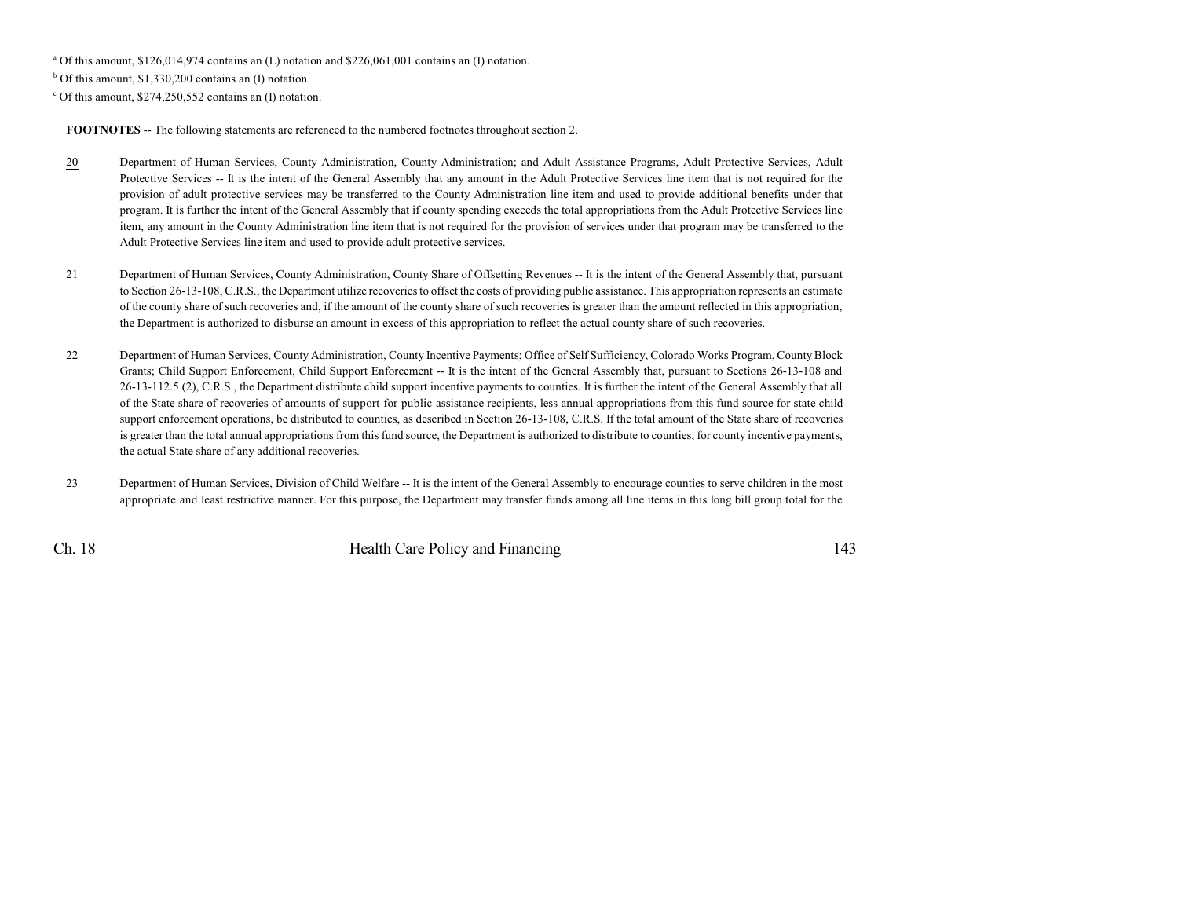[a] Of this amount, $126,014,974 contains an (L) notation and $226,061,001 contains an (I) notation.

[b] Of this amount, $1,330,200 contains an (I) notation.

[c] Of this amount, $274,250,552 contains an (I) notation.

**FOOTNOTES** -- The following statements are referenced to the numbered footnotes throughout section 2.

20 Department of Human Services, County Administration, County Administration; and Adult Assistance Programs, Adult Protective Services, Adult Protective Services -- It is the intent of the General Assembly that any amount in the Adult Protective Services line item that is not required for the provision of adult protective services may be transferred to the County Administration line item and used to provide additional benefits under that program. It is further the intent of the General Assembly that if county spending exceeds the total appropriations from the Adult Protective Services line item, any amount in the County Administration line item that is not required for the provision of services under that program may be transferred to the Adult Protective Services line item and used to provide adult protective services.

21 Department of Human Services, County Administration, County Share of Offsetting Revenues -- It is the intent of the General Assembly that, pursuant to Section 26-13-108, C.R.S., the Department utilize recoveries to offset the costs of providing public assistance. This appropriation represents an estimate of the county share of such recoveries and, if the amount of the county share of such recoveries is greater than the amount reflected in this appropriation, the Department is authorized to disburse an amount in excess of this appropriation to reflect the actual county share of such recoveries.

22 Department of Human Services, County Administration, County Incentive Payments; Office of Self Sufficiency, Colorado Works Program, County Block Grants; Child Support Enforcement, Child Support Enforcement -- It is the intent of the General Assembly that, pursuant to Sections 26-13-108 and 26-13-112.5 (2), C.R.S., the Department distribute child support incentive payments to counties. It is further the intent of the General Assembly that all of the State share of recoveries of amounts of support for public assistance recipients, less annual appropriations from this fund source for state child support enforcement operations, be distributed to counties, as described in Section 26-13-108, C.R.S. If the total amount of the State share of recoveries is greater than the total annual appropriations from this fund source, the Department is authorized to distribute to counties, for county incentive payments, the actual State share of any additional recoveries.

23 Department of Human Services, Division of Child Welfare -- It is the intent of the General Assembly to encourage counties to serve children in the most appropriate and least restrictive manner. For this purpose, the Department may transfer funds among all line items in this long bill group total for the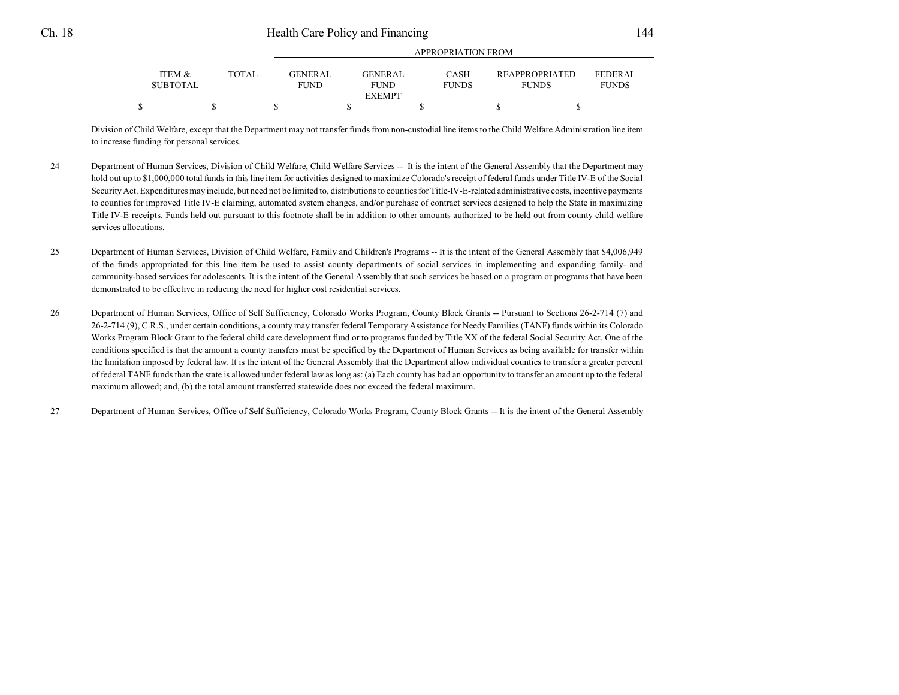| ITEM & SUBTOTAL | TOTAL | GENERAL FUND | GENERAL FUND EXEMPT | CASH FUNDS | REAPPROPRIATED FUNDS | FEDERAL FUNDS |
|---|---|---|---|---|---|---|
| $ | $ | $ | $ | $ | $ | $ |

Division of Child Welfare, except that the Department may not transfer funds from non-custodial line items to the Child Welfare Administration line item to increase funding for personal services.

24 Department of Human Services, Division of Child Welfare, Child Welfare Services -- It is the intent of the General Assembly that the Department may hold out up to $1,000,000 total funds in this line item for activities designed to maximize Colorado's receipt of federal funds under Title IV-E of the Social Security Act. Expenditures may include, but need not be limited to, distributions to counties for Title-IV-E-related administrative costs, incentive payments to counties for improved Title IV-E claiming, automated system changes, and/or purchase of contract services designed to help the State in maximizing Title IV-E receipts. Funds held out pursuant to this footnote shall be in addition to other amounts authorized to be held out from county child welfare services allocations.

25 Department of Human Services, Division of Child Welfare, Family and Children's Programs -- It is the intent of the General Assembly that $4,006,949 of the funds appropriated for this line item be used to assist county departments of social services in implementing and expanding family- and community-based services for adolescents. It is the intent of the General Assembly that such services be based on a program or programs that have been demonstrated to be effective in reducing the need for higher cost residential services.

26 Department of Human Services, Office of Self Sufficiency, Colorado Works Program, County Block Grants -- Pursuant to Sections 26-2-714 (7) and 26-2-714 (9), C.R.S., under certain conditions, a county may transfer federal Temporary Assistance for Needy Families (TANF) funds within its Colorado Works Program Block Grant to the federal child care development fund or to programs funded by Title XX of the federal Social Security Act. One of the conditions specified is that the amount a county transfers must be specified by the Department of Human Services as being available for transfer within the limitation imposed by federal law. It is the intent of the General Assembly that the Department allow individual counties to transfer a greater percent of federal TANF funds than the state is allowed under federal law as long as: (a) Each county has had an opportunity to transfer an amount up to the federal maximum allowed; and, (b) the total amount transferred statewide does not exceed the federal maximum.

27 Department of Human Services, Office of Self Sufficiency, Colorado Works Program, County Block Grants -- It is the intent of the General Assembly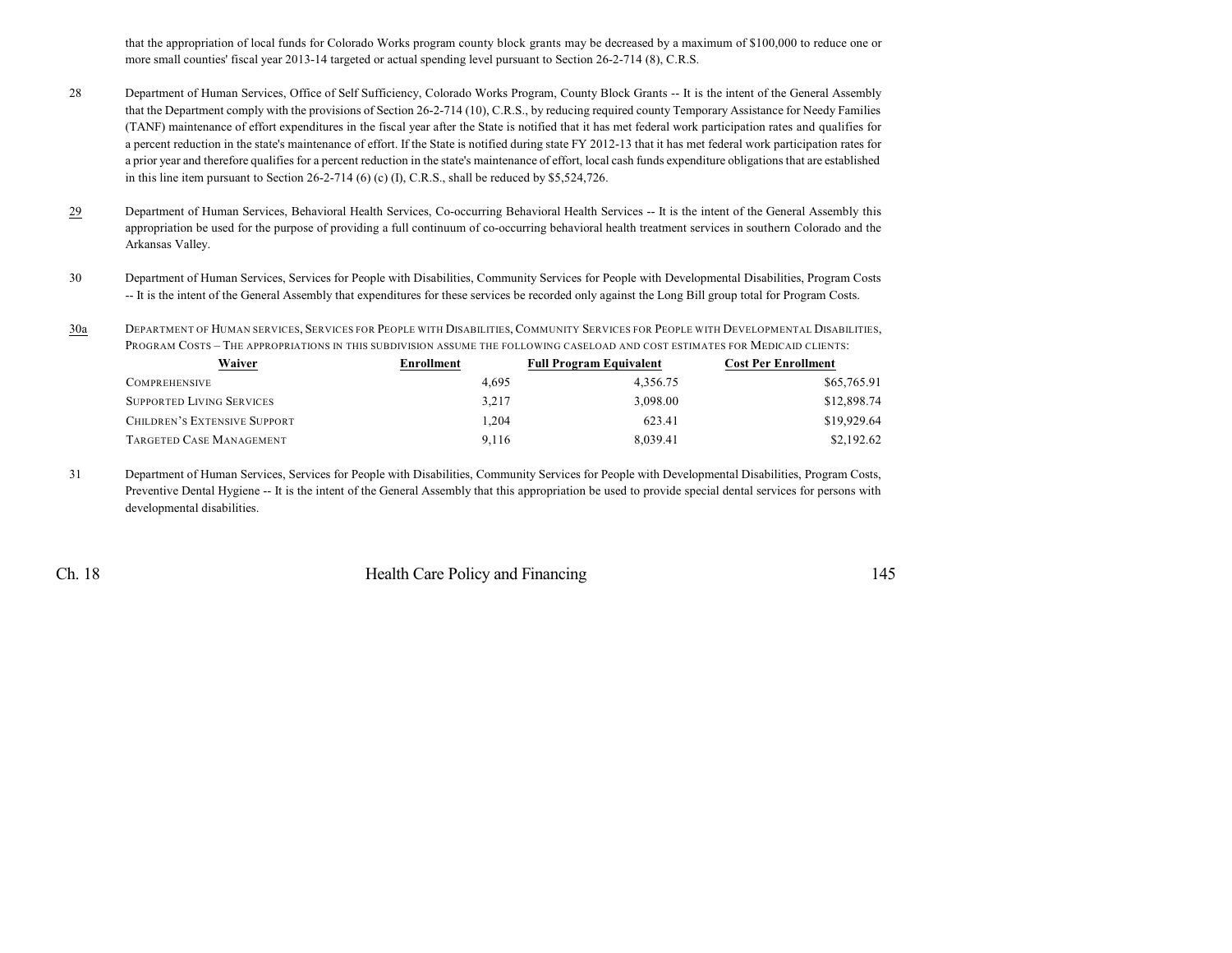that the appropriation of local funds for Colorado Works program county block grants may be decreased by a maximum of $100,000 to reduce one or more small counties' fiscal year 2013-14 targeted or actual spending level pursuant to Section 26-2-714 (8), C.R.S.

28 Department of Human Services, Office of Self Sufficiency, Colorado Works Program, County Block Grants -- It is the intent of the General Assembly that the Department comply with the provisions of Section 26-2-714 (10), C.R.S., by reducing required county Temporary Assistance for Needy Families (TANF) maintenance of effort expenditures in the fiscal year after the State is notified that it has met federal work participation rates and qualifies for a percent reduction in the state's maintenance of effort. If the State is notified during state FY 2012-13 that it has met federal work participation rates for a prior year and therefore qualifies for a percent reduction in the state's maintenance of effort, local cash funds expenditure obligations that are established in this line item pursuant to Section 26-2-714 (6) (c) (I), C.R.S., shall be reduced by $5,524,726.

29 Department of Human Services, Behavioral Health Services, Co-occurring Behavioral Health Services -- It is the intent of the General Assembly this appropriation be used for the purpose of providing a full continuum of co-occurring behavioral health treatment services in southern Colorado and the Arkansas Valley.

30 Department of Human Services, Services for People with Disabilities, Community Services for People with Developmental Disabilities, Program Costs -- It is the intent of the General Assembly that expenditures for these services be recorded only against the Long Bill group total for Program Costs.

30a DEPARTMENT OF HUMAN SERVICES, SERVICES FOR PEOPLE WITH DISABILITIES, COMMUNITY SERVICES FOR PEOPLE WITH DEVELOPMENTAL DISABILITIES, PROGRAM COSTS – THE APPROPRIATIONS IN THIS SUBDIVISION ASSUME THE FOLLOWING CASELOAD AND COST ESTIMATES FOR MEDICAID CLIENTS:

| Waiver | Enrollment | Full Program Equivalent | Cost Per Enrollment |
|---|---|---|---|
| COMPREHENSIVE | 4,695 | 4,356.75 | $65,765.91 |
| SUPPORTED LIVING SERVICES | 3,217 | 3,098.00 | $12,898.74 |
| CHILDREN'S EXTENSIVE SUPPORT | 1,204 | 623.41 | $19,929.64 |
| TARGETED CASE MANAGEMENT | 9,116 | 8,039.41 | $2,192.62 |

31 Department of Human Services, Services for People with Disabilities, Community Services for People with Developmental Disabilities, Program Costs, Preventive Dental Hygiene -- It is the intent of the General Assembly that this appropriation be used to provide special dental services for persons with developmental disabilities.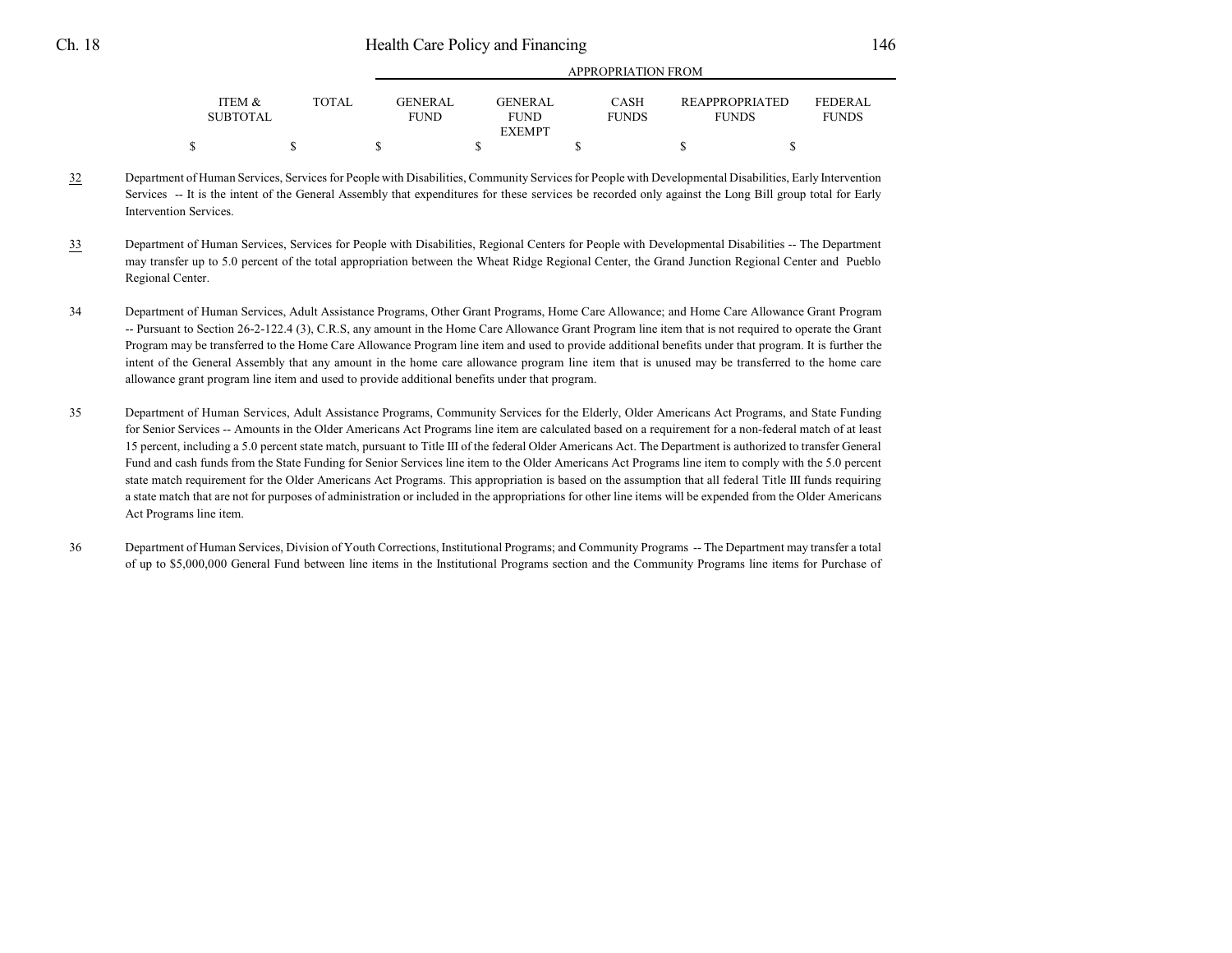| ITEM & SUBTOTAL | TOTAL | GENERAL FUND | GENERAL FUND EXEMPT | CASH FUNDS | REAPPROPRIATED FUNDS | FEDERAL FUNDS |
|---|---|---|---|---|---|---|
| $ | $ | $ | $ | $ | $ | $ |

32 Department of Human Services, Services for People with Disabilities, Community Services for People with Developmental Disabilities, Early Intervention Services -- It is the intent of the General Assembly that expenditures for these services be recorded only against the Long Bill group total for Early Intervention Services.

33 Department of Human Services, Services for People with Disabilities, Regional Centers for People with Developmental Disabilities -- The Department may transfer up to 5.0 percent of the total appropriation between the Wheat Ridge Regional Center, the Grand Junction Regional Center and Pueblo Regional Center.

34 Department of Human Services, Adult Assistance Programs, Other Grant Programs, Home Care Allowance; and Home Care Allowance Grant Program -- Pursuant to Section 26-2-122.4 (3), C.R.S, any amount in the Home Care Allowance Grant Program line item that is not required to operate the Grant Program may be transferred to the Home Care Allowance Program line item and used to provide additional benefits under that program. It is further the intent of the General Assembly that any amount in the home care allowance program line item that is unused may be transferred to the home care allowance grant program line item and used to provide additional benefits under that program.

35 Department of Human Services, Adult Assistance Programs, Community Services for the Elderly, Older Americans Act Programs, and State Funding for Senior Services -- Amounts in the Older Americans Act Programs line item are calculated based on a requirement for a non-federal match of at least 15 percent, including a 5.0 percent state match, pursuant to Title III of the federal Older Americans Act. The Department is authorized to transfer General Fund and cash funds from the State Funding for Senior Services line item to the Older Americans Act Programs line item to comply with the 5.0 percent state match requirement for the Older Americans Act Programs. This appropriation is based on the assumption that all federal Title III funds requiring a state match that are not for purposes of administration or included in the appropriations for other line items will be expended from the Older Americans Act Programs line item.

36 Department of Human Services, Division of Youth Corrections, Institutional Programs; and Community Programs -- The Department may transfer a total of up to $5,000,000 General Fund between line items in the Institutional Programs section and the Community Programs line items for Purchase of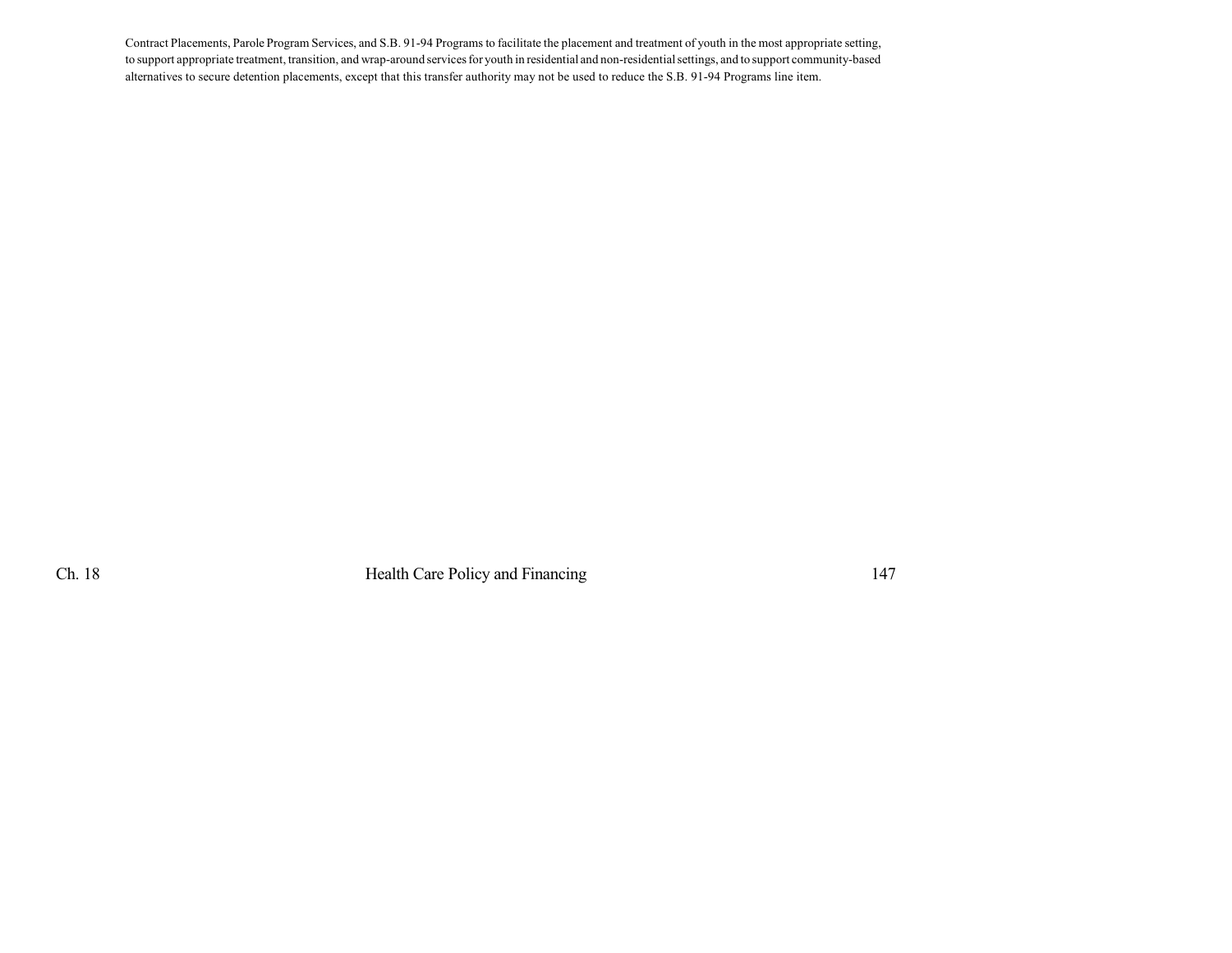Contract Placements, Parole Program Services, and S.B. 91-94 Programs to facilitate the placement and treatment of youth in the most appropriate setting, to support appropriate treatment, transition, and wrap-around services for youth in residential and non-residential settings, and to support community-based alternatives to secure detention placements, except that this transfer authority may not be used to reduce the S.B. 91-94 Programs line item.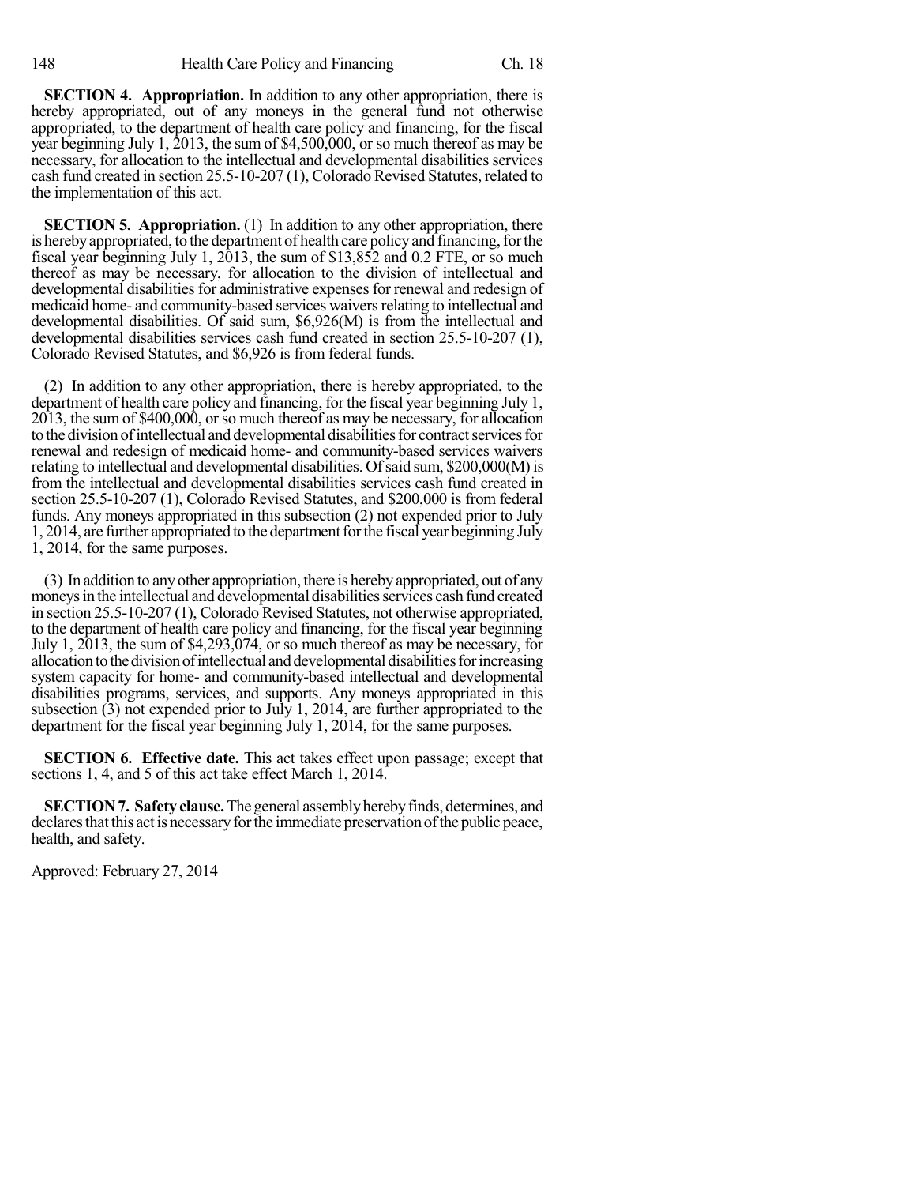**SECTION 4. Appropriation.** In addition to any other appropriation, there is hereby appropriated, out of any moneys in the general fund not otherwise appropriated, to the department of health care policy and financing, for the fiscal year beginning July 1, 2013, the sum of $4,500,000, or so much thereof as may be necessary, for allocation to the intellectual and developmental disabilities services cash fund created in section 25.5-10-207 (1), Colorado Revised Statutes, related to the implementation of this act.

**SECTION 5. Appropriation.** (1) In addition to any other appropriation, there is hereby appropriated, to the department of health care policy and financing, for the fiscal year beginning July 1, 2013, the sum of $13,852 and 0.2 FTE, or so much thereof as may be necessary, for allocation to the division of intellectual and developmental disabilities for administrative expenses for renewal and redesign of medicaid home- and community-based services waivers relating to intellectual and developmental disabilities. Of said sum, $6,926(M) is from the intellectual and developmental disabilities services cash fund created in section 25.5-10-207 (1), Colorado Revised Statutes, and $6,926 is from federal funds.

(2) In addition to any other appropriation, there is hereby appropriated, to the department of health care policy and financing, for the fiscal year beginning July 1, 2013, the sum of $400,000, or so much thereof as may be necessary, for allocation to the division of intellectual and developmental disabilities for contract services for renewal and redesign of medicaid home- and community-based services waivers relating to intellectual and developmental disabilities. Of said sum, $200,000(M) is from the intellectual and developmental disabilities services cash fund created in section 25.5-10-207 (1), Colorado Revised Statutes, and $200,000 is from federal funds. Any moneys appropriated in this subsection (2) not expended prior to July 1, 2014, are further appropriated to the department for the fiscal year beginning July 1, 2014, for the same purposes.

(3) In addition to any other appropriation, there is hereby appropriated, out of any moneys in the intellectual and developmental disabilities services cash fund created in section 25.5-10-207 (1), Colorado Revised Statutes, not otherwise appropriated, to the department of health care policy and financing, for the fiscal year beginning July 1, 2013, the sum of $4,293,074, or so much thereof as may be necessary, for allocation to the division of intellectual and developmental disabilities for increasing system capacity for home- and community-based intellectual and developmental disabilities programs, services, and supports. Any moneys appropriated in this subsection (3) not expended prior to July 1, 2014, are further appropriated to the department for the fiscal year beginning July 1, 2014, for the same purposes.

**SECTION 6. Effective date.** This act takes effect upon passage; except that sections 1, 4, and 5 of this act take effect March 1, 2014.

**SECTION 7. Safety clause.** The general assembly hereby finds, determines, and declares that this act is necessary for the immediate preservation of the public peace, health, and safety.

Approved: February 27, 2014